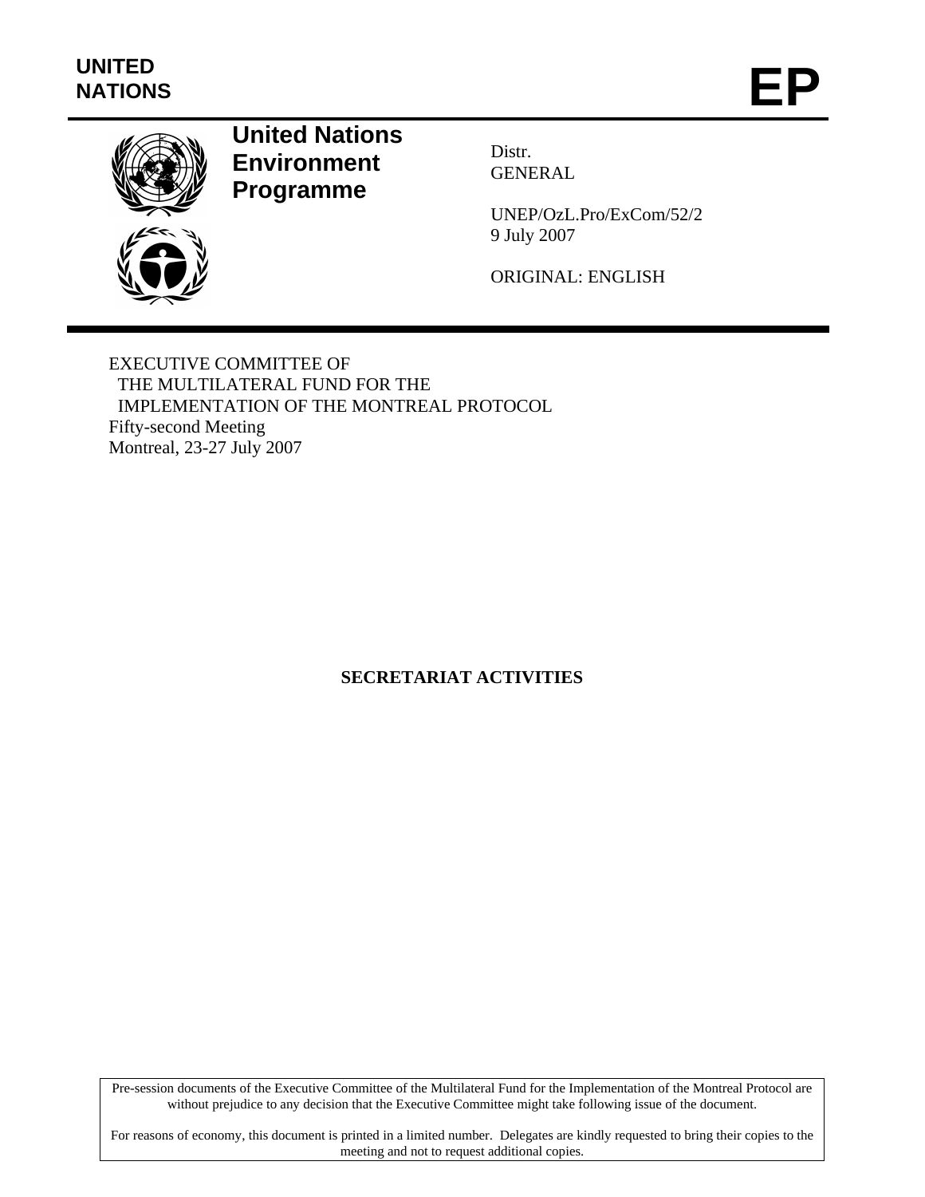**UNITED NATIONS**

# EP

**United Nations Environment Programme**

Distr.
GENERAL

UNEP/OzL.Pro/ExCom/52/2
9 July 2007

ORIGINAL: ENGLISH

EXECUTIVE COMMITTEE OF
THE MULTILATERAL FUND FOR THE
IMPLEMENTATION OF THE MONTREAL PROTOCOL
Fifty-second Meeting
Montreal, 23-27 July 2007

# SECRETARIAT ACTIVITIES

Pre-session documents of the Executive Committee of the Multilateral Fund for the Implementation of the Montreal Protocol are without prejudice to any decision that the Executive Committee might take following issue of the document.

For reasons of economy, this document is printed in a limited number. Delegates are kindly requested to bring their copies to the meeting and not to request additional copies.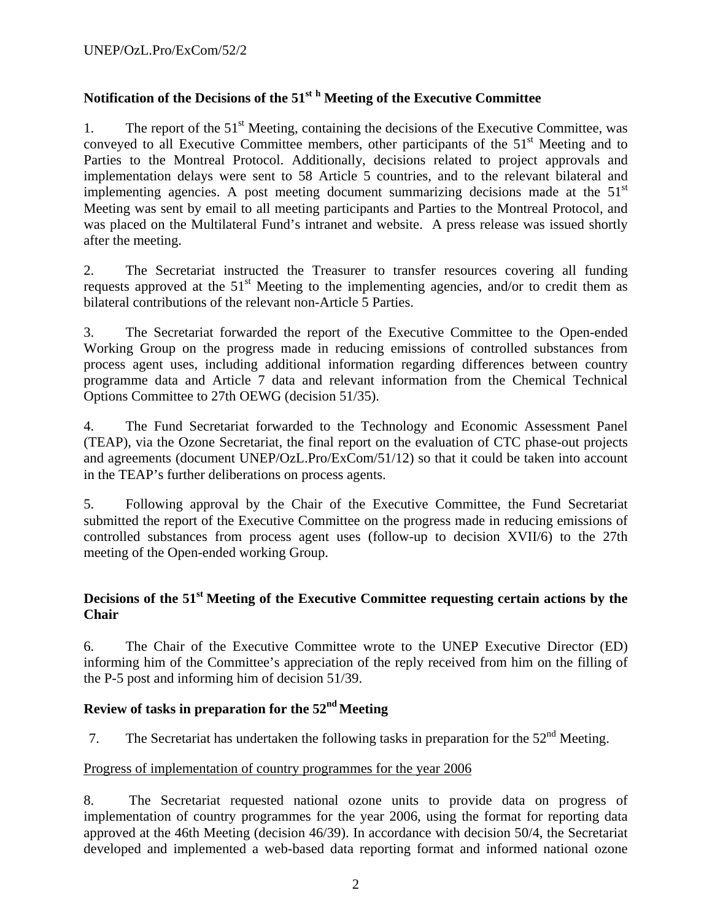## Notification of the Decisions of the 51st h Meeting of the Executive Committee

1. The report of the 51st Meeting, containing the decisions of the Executive Committee, was conveyed to all Executive Committee members, other participants of the 51st Meeting and to Parties to the Montreal Protocol. Additionally, decisions related to project approvals and implementation delays were sent to 58 Article 5 countries, and to the relevant bilateral and implementing agencies. A post meeting document summarizing decisions made at the 51st Meeting was sent by email to all meeting participants and Parties to the Montreal Protocol, and was placed on the Multilateral Fund's intranet and website. A press release was issued shortly after the meeting.

2. The Secretariat instructed the Treasurer to transfer resources covering all funding requests approved at the 51st Meeting to the implementing agencies, and/or to credit them as bilateral contributions of the relevant non-Article 5 Parties.

3. The Secretariat forwarded the report of the Executive Committee to the Open-ended Working Group on the progress made in reducing emissions of controlled substances from process agent uses, including additional information regarding differences between country programme data and Article 7 data and relevant information from the Chemical Technical Options Committee to 27th OEWG (decision 51/35).

4. The Fund Secretariat forwarded to the Technology and Economic Assessment Panel (TEAP), via the Ozone Secretariat, the final report on the evaluation of CTC phase-out projects and agreements (document UNEP/OzL.Pro/ExCom/51/12) so that it could be taken into account in the TEAP's further deliberations on process agents.

5. Following approval by the Chair of the Executive Committee, the Fund Secretariat submitted the report of the Executive Committee on the progress made in reducing emissions of controlled substances from process agent uses (follow-up to decision XVII/6) to the 27th meeting of the Open-ended working Group.

## Decisions of the 51st Meeting of the Executive Committee requesting certain actions by the Chair

6. The Chair of the Executive Committee wrote to the UNEP Executive Director (ED) informing him of the Committee's appreciation of the reply received from him on the filling of the P-5 post and informing him of decision 51/39.

## Review of tasks in preparation for the 52nd Meeting

7. The Secretariat has undertaken the following tasks in preparation for the 52nd Meeting.

Progress of implementation of country programmes for the year 2006

8. The Secretariat requested national ozone units to provide data on progress of implementation of country programmes for the year 2006, using the format for reporting data approved at the 46th Meeting (decision 46/39). In accordance with decision 50/4, the Secretariat developed and implemented a web-based data reporting format and informed national ozone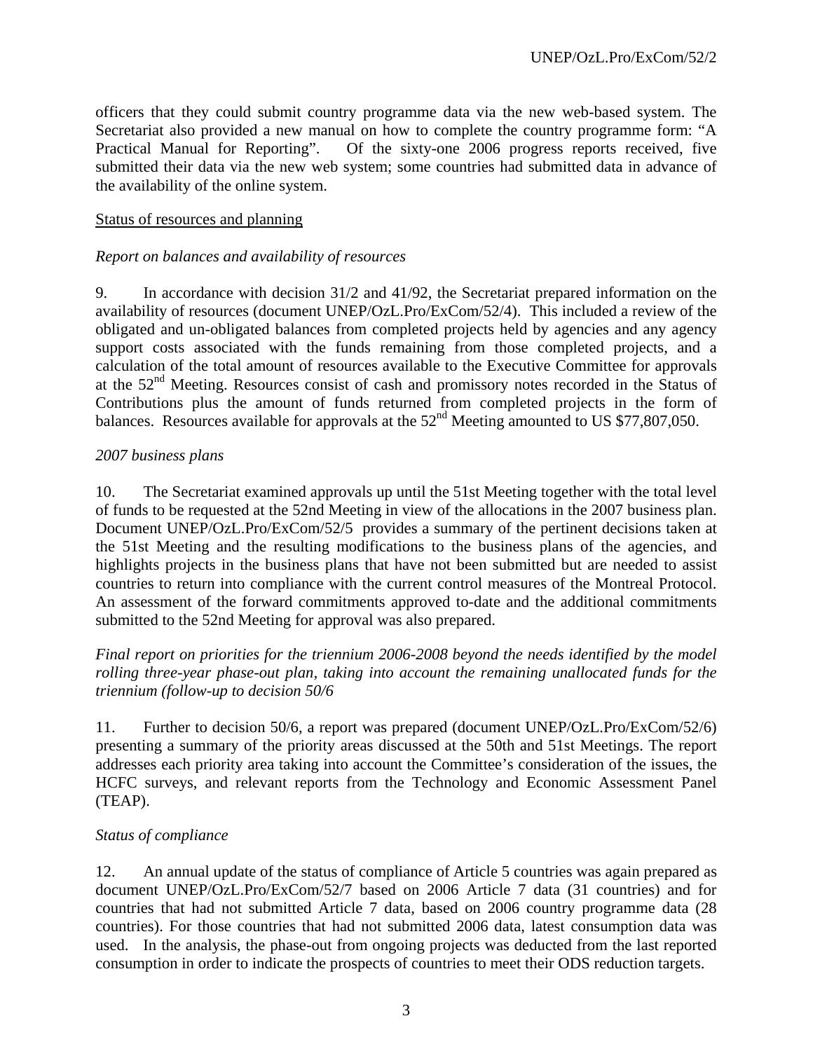officers that they could submit country programme data via the new web-based system. The Secretariat also provided a new manual on how to complete the country programme form: "A Practical Manual for Reporting". Of the sixty-one 2006 progress reports received, five submitted their data via the new web system; some countries had submitted data in advance of the availability of the online system.

<u>Status of resources and planning</u>

*Report on balances and availability of resources*

9. In accordance with decision 31/2 and 41/92, the Secretariat prepared information on the availability of resources (document UNEP/OzL.Pro/ExCom/52/4). This included a review of the obligated and un-obligated balances from completed projects held by agencies and any agency support costs associated with the funds remaining from those completed projects, and a calculation of the total amount of resources available to the Executive Committee for approvals at the 52nd Meeting. Resources consist of cash and promissory notes recorded in the Status of Contributions plus the amount of funds returned from completed projects in the form of balances. Resources available for approvals at the 52nd Meeting amounted to US $77,807,050.

*2007 business plans*

10. The Secretariat examined approvals up until the 51st Meeting together with the total level of funds to be requested at the 52nd Meeting in view of the allocations in the 2007 business plan. Document UNEP/OzL.Pro/ExCom/52/5 provides a summary of the pertinent decisions taken at the 51st Meeting and the resulting modifications to the business plans of the agencies, and highlights projects in the business plans that have not been submitted but are needed to assist countries to return into compliance with the current control measures of the Montreal Protocol. An assessment of the forward commitments approved to-date and the additional commitments submitted to the 52nd Meeting for approval was also prepared.

*Final report on priorities for the triennium 2006-2008 beyond the needs identified by the model rolling three-year phase-out plan, taking into account the remaining unallocated funds for the triennium (follow-up to decision 50/6*

11. Further to decision 50/6, a report was prepared (document UNEP/OzL.Pro/ExCom/52/6) presenting a summary of the priority areas discussed at the 50th and 51st Meetings. The report addresses each priority area taking into account the Committee's consideration of the issues, the HCFC surveys, and relevant reports from the Technology and Economic Assessment Panel (TEAP).

*Status of compliance*

12. An annual update of the status of compliance of Article 5 countries was again prepared as document UNEP/OzL.Pro/ExCom/52/7 based on 2006 Article 7 data (31 countries) and for countries that had not submitted Article 7 data, based on 2006 country programme data (28 countries). For those countries that had not submitted 2006 data, latest consumption data was used. In the analysis, the phase-out from ongoing projects was deducted from the last reported consumption in order to indicate the prospects of countries to meet their ODS reduction targets.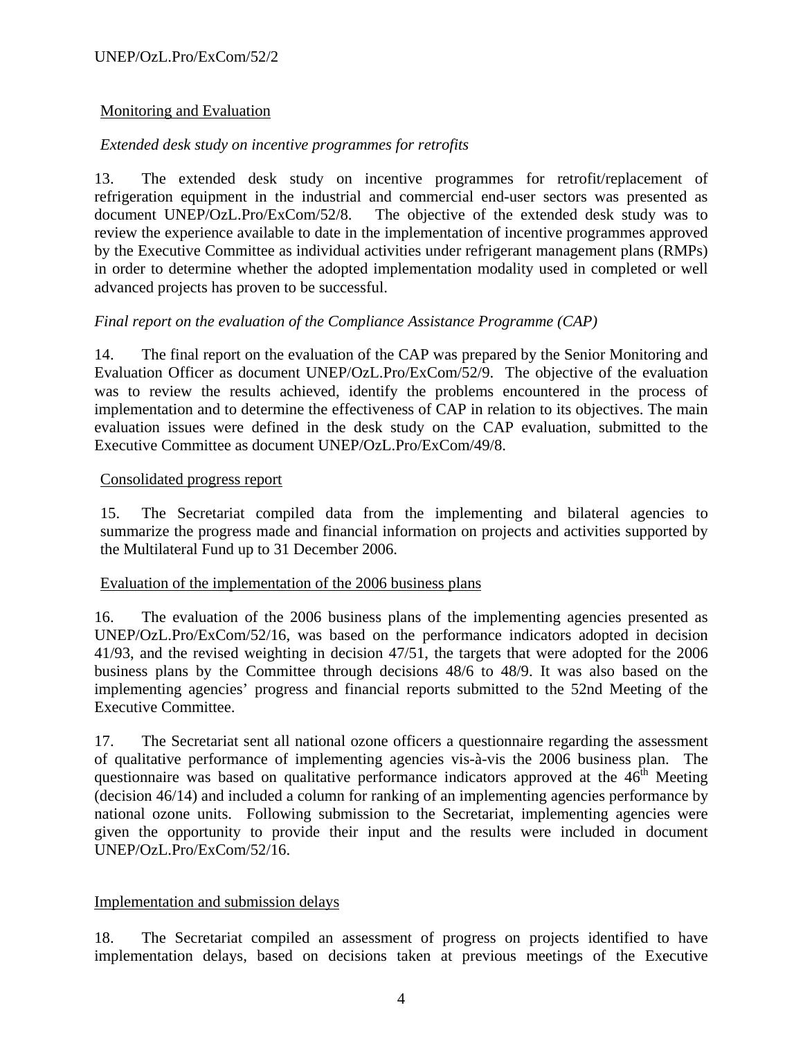Monitoring and Evaluation

*Extended desk study on incentive programmes for retrofits*

13. The extended desk study on incentive programmes for retrofit/replacement of refrigeration equipment in the industrial and commercial end-user sectors was presented as document UNEP/OzL.Pro/ExCom/52/8. The objective of the extended desk study was to review the experience available to date in the implementation of incentive programmes approved by the Executive Committee as individual activities under refrigerant management plans (RMPs) in order to determine whether the adopted implementation modality used in completed or well advanced projects has proven to be successful.

*Final report on the evaluation of the Compliance Assistance Programme (CAP)*

14. The final report on the evaluation of the CAP was prepared by the Senior Monitoring and Evaluation Officer as document UNEP/OzL.Pro/ExCom/52/9. The objective of the evaluation was to review the results achieved, identify the problems encountered in the process of implementation and to determine the effectiveness of CAP in relation to its objectives. The main evaluation issues were defined in the desk study on the CAP evaluation, submitted to the Executive Committee as document UNEP/OzL.Pro/ExCom/49/8.

Consolidated progress report

15. The Secretariat compiled data from the implementing and bilateral agencies to summarize the progress made and financial information on projects and activities supported by the Multilateral Fund up to 31 December 2006.

Evaluation of the implementation of the 2006 business plans

16. The evaluation of the 2006 business plans of the implementing agencies presented as UNEP/OzL.Pro/ExCom/52/16, was based on the performance indicators adopted in decision 41/93, and the revised weighting in decision 47/51, the targets that were adopted for the 2006 business plans by the Committee through decisions 48/6 to 48/9. It was also based on the implementing agencies' progress and financial reports submitted to the 52nd Meeting of the Executive Committee.

17. The Secretariat sent all national ozone officers a questionnaire regarding the assessment of qualitative performance of implementing agencies vis-à-vis the 2006 business plan. The questionnaire was based on qualitative performance indicators approved at the 46th Meeting (decision 46/14) and included a column for ranking of an implementing agencies performance by national ozone units. Following submission to the Secretariat, implementing agencies were given the opportunity to provide their input and the results were included in document UNEP/OzL.Pro/ExCom/52/16.

Implementation and submission delays

18. The Secretariat compiled an assessment of progress on projects identified to have implementation delays, based on decisions taken at previous meetings of the Executive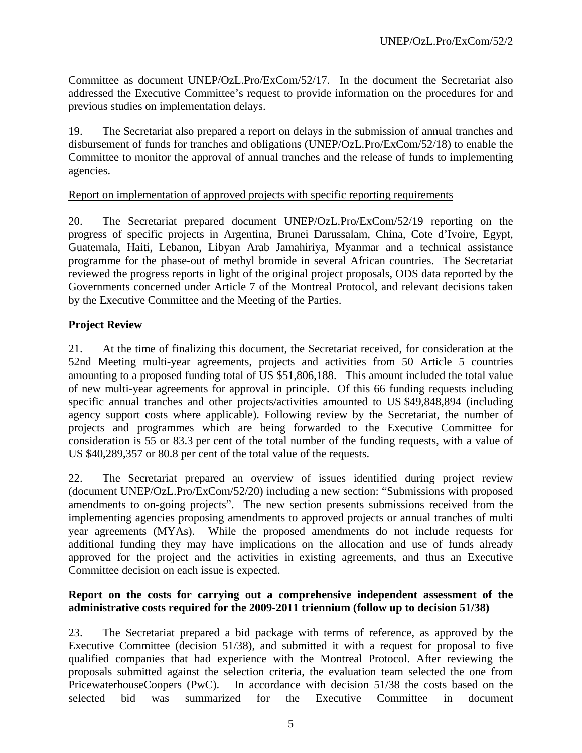Committee as document UNEP/OzL.Pro/ExCom/52/17. In the document the Secretariat also addressed the Executive Committee's request to provide information on the procedures for and previous studies on implementation delays.

19. The Secretariat also prepared a report on delays in the submission of annual tranches and disbursement of funds for tranches and obligations (UNEP/OzL.Pro/ExCom/52/18) to enable the Committee to monitor the approval of annual tranches and the release of funds to implementing agencies.

Report on implementation of approved projects with specific reporting requirements

20. The Secretariat prepared document UNEP/OzL.Pro/ExCom/52/19 reporting on the progress of specific projects in Argentina, Brunei Darussalam, China, Cote d'Ivoire, Egypt, Guatemala, Haiti, Lebanon, Libyan Arab Jamahiriya, Myanmar and a technical assistance programme for the phase-out of methyl bromide in several African countries. The Secretariat reviewed the progress reports in light of the original project proposals, ODS data reported by the Governments concerned under Article 7 of the Montreal Protocol, and relevant decisions taken by the Executive Committee and the Meeting of the Parties.

**Project Review**

21. At the time of finalizing this document, the Secretariat received, for consideration at the 52nd Meeting multi-year agreements, projects and activities from 50 Article 5 countries amounting to a proposed funding total of US $51,806,188. This amount included the total value of new multi-year agreements for approval in principle. Of this 66 funding requests including specific annual tranches and other projects/activities amounted to US $49,848,894 (including agency support costs where applicable). Following review by the Secretariat, the number of projects and programmes which are being forwarded to the Executive Committee for consideration is 55 or 83.3 per cent of the total number of the funding requests, with a value of US $40,289,357 or 80.8 per cent of the total value of the requests.

22. The Secretariat prepared an overview of issues identified during project review (document UNEP/OzL.Pro/ExCom/52/20) including a new section: "Submissions with proposed amendments to on-going projects". The new section presents submissions received from the implementing agencies proposing amendments to approved projects or annual tranches of multi year agreements (MYAs). While the proposed amendments do not include requests for additional funding they may have implications on the allocation and use of funds already approved for the project and the activities in existing agreements, and thus an Executive Committee decision on each issue is expected.

**Report on the costs for carrying out a comprehensive independent assessment of the administrative costs required for the 2009-2011 triennium (follow up to decision 51/38)**

23. The Secretariat prepared a bid package with terms of reference, as approved by the Executive Committee (decision 51/38), and submitted it with a request for proposal to five qualified companies that had experience with the Montreal Protocol. After reviewing the proposals submitted against the selection criteria, the evaluation team selected the one from PricewaterhouseCoopers (PwC). In accordance with decision 51/38 the costs based on the selected bid was summarized for the Executive Committee in document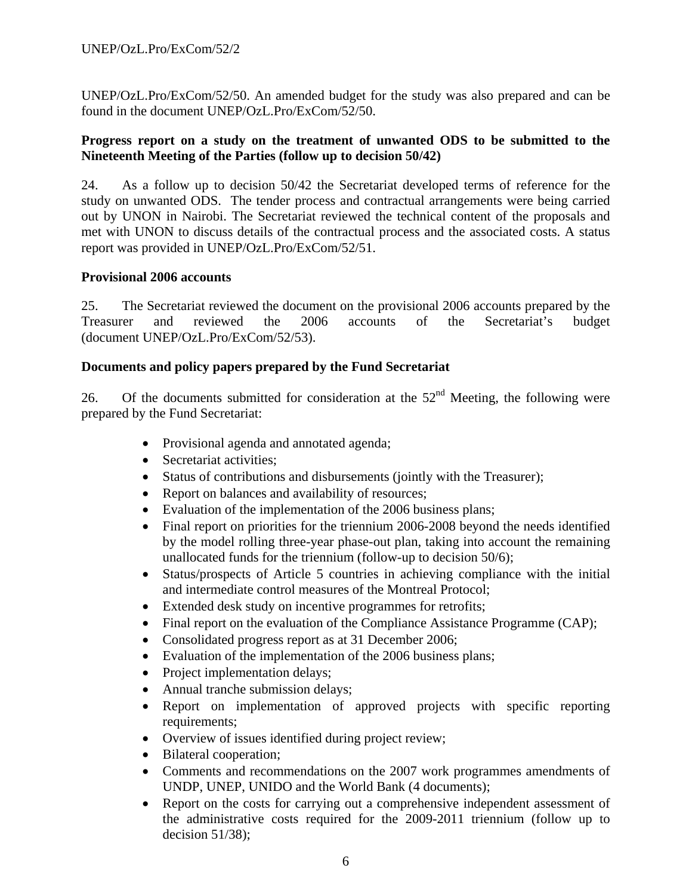UNEP/OzL.Pro/ExCom/52/50. An amended budget for the study was also prepared and can be found in the document UNEP/OzL.Pro/ExCom/52/50.

**Progress report on a study on the treatment of unwanted ODS to be submitted to the Nineteenth Meeting of the Parties (follow up to decision 50/42)**

24. As a follow up to decision 50/42 the Secretariat developed terms of reference for the study on unwanted ODS. The tender process and contractual arrangements were being carried out by UNON in Nairobi. The Secretariat reviewed the technical content of the proposals and met with UNON to discuss details of the contractual process and the associated costs. A status report was provided in UNEP/OzL.Pro/ExCom/52/51.

**Provisional 2006 accounts**

25. The Secretariat reviewed the document on the provisional 2006 accounts prepared by the Treasurer and reviewed the 2006 accounts of the Secretariat's budget (document UNEP/OzL.Pro/ExCom/52/53).

**Documents and policy papers prepared by the Fund Secretariat**

26. Of the documents submitted for consideration at the 52nd Meeting, the following were prepared by the Fund Secretariat:

- Provisional agenda and annotated agenda;
- Secretariat activities;
- Status of contributions and disbursements (jointly with the Treasurer);
- Report on balances and availability of resources;
- Evaluation of the implementation of the 2006 business plans;
- Final report on priorities for the triennium 2006-2008 beyond the needs identified by the model rolling three-year phase-out plan, taking into account the remaining unallocated funds for the triennium (follow-up to decision 50/6);
- Status/prospects of Article 5 countries in achieving compliance with the initial and intermediate control measures of the Montreal Protocol;
- Extended desk study on incentive programmes for retrofits;
- Final report on the evaluation of the Compliance Assistance Programme (CAP);
- Consolidated progress report as at 31 December 2006;
- Evaluation of the implementation of the 2006 business plans;
- Project implementation delays;
- Annual tranche submission delays;
- Report on implementation of approved projects with specific reporting requirements;
- Overview of issues identified during project review;
- Bilateral cooperation;
- Comments and recommendations on the 2007 work programmes amendments of UNDP, UNEP, UNIDO and the World Bank (4 documents);
- Report on the costs for carrying out a comprehensive independent assessment of the administrative costs required for the 2009-2011 triennium (follow up to decision 51/38);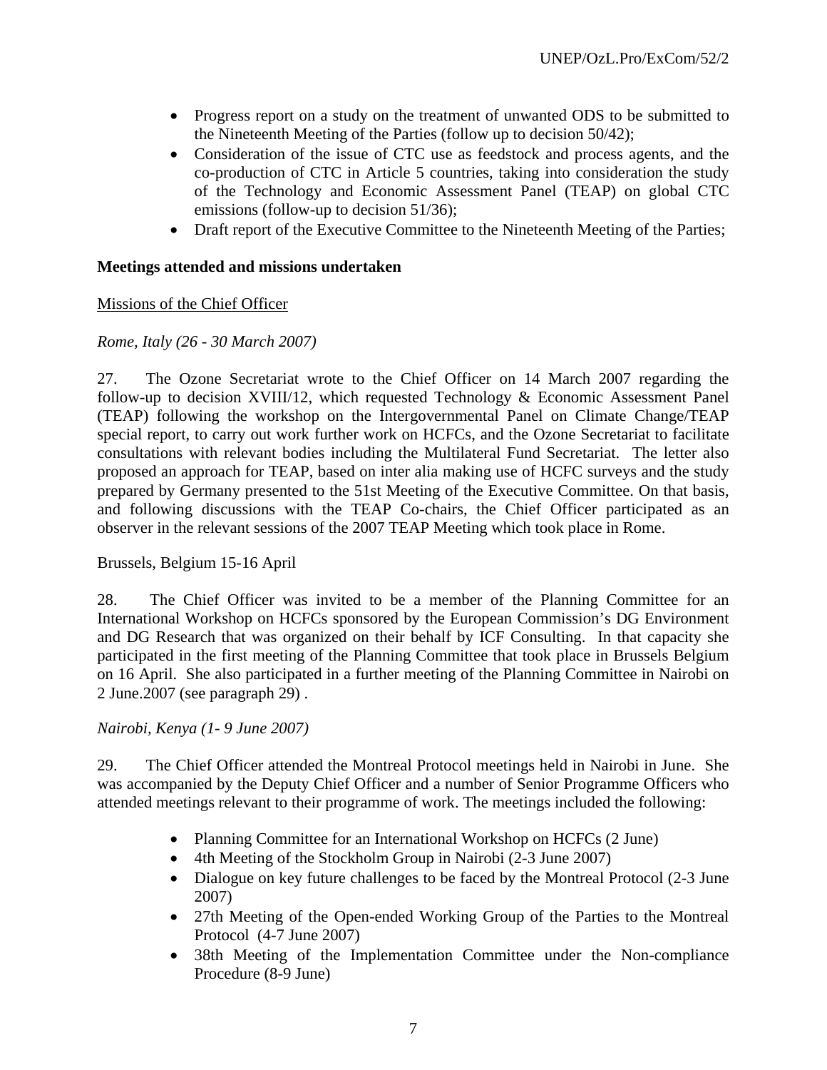- Progress report on a study on the treatment of unwanted ODS to be submitted to the Nineteenth Meeting of the Parties (follow up to decision 50/42);
- Consideration of the issue of CTC use as feedstock and process agents, and the co-production of CTC in Article 5 countries, taking into consideration the study of the Technology and Economic Assessment Panel (TEAP) on global CTC emissions (follow-up to decision 51/36);
- Draft report of the Executive Committee to the Nineteenth Meeting of the Parties;

**Meetings attended and missions undertaken**

<u>Missions of the Chief Officer</u>

*Rome, Italy (26 - 30 March 2007)*

27. The Ozone Secretariat wrote to the Chief Officer on 14 March 2007 regarding the follow-up to decision XVIII/12, which requested Technology & Economic Assessment Panel (TEAP) following the workshop on the Intergovernmental Panel on Climate Change/TEAP special report, to carry out work further work on HCFCs, and the Ozone Secretariat to facilitate consultations with relevant bodies including the Multilateral Fund Secretariat. The letter also proposed an approach for TEAP, based on inter alia making use of HCFC surveys and the study prepared by Germany presented to the 51st Meeting of the Executive Committee. On that basis, and following discussions with the TEAP Co-chairs, the Chief Officer participated as an observer in the relevant sessions of the 2007 TEAP Meeting which took place in Rome.

Brussels, Belgium 15-16 April

28. The Chief Officer was invited to be a member of the Planning Committee for an International Workshop on HCFCs sponsored by the European Commission's DG Environment and DG Research that was organized on their behalf by ICF Consulting. In that capacity she participated in the first meeting of the Planning Committee that took place in Brussels Belgium on 16 April. She also participated in a further meeting of the Planning Committee in Nairobi on 2 June.2007 (see paragraph 29) .

*Nairobi, Kenya (1- 9 June 2007)*

29. The Chief Officer attended the Montreal Protocol meetings held in Nairobi in June. She was accompanied by the Deputy Chief Officer and a number of Senior Programme Officers who attended meetings relevant to their programme of work. The meetings included the following:

- Planning Committee for an International Workshop on HCFCs (2 June)
- 4th Meeting of the Stockholm Group in Nairobi (2-3 June 2007)
- Dialogue on key future challenges to be faced by the Montreal Protocol (2-3 June 2007)
- 27th Meeting of the Open-ended Working Group of the Parties to the Montreal Protocol (4-7 June 2007)
- 38th Meeting of the Implementation Committee under the Non-compliance Procedure (8-9 June)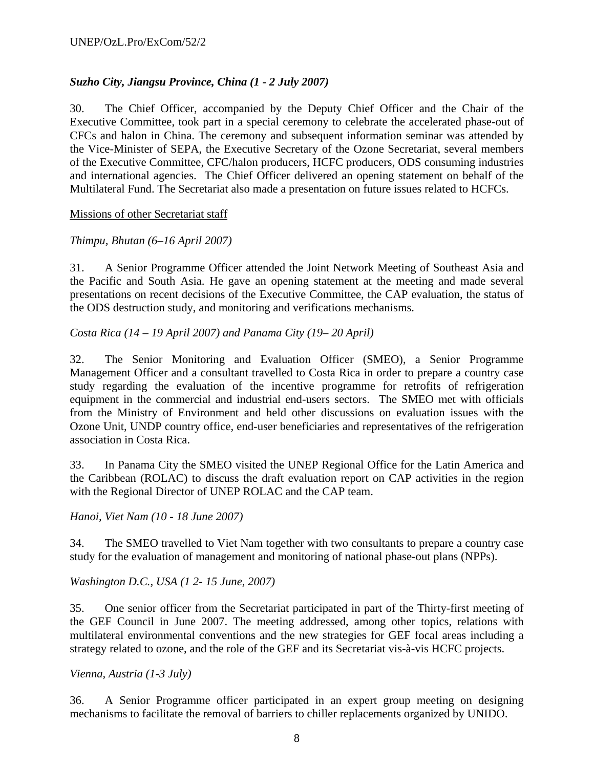*Suzho City, Jiangsu Province, China (1 - 2 July 2007)*

30. The Chief Officer, accompanied by the Deputy Chief Officer and the Chair of the Executive Committee, took part in a special ceremony to celebrate the accelerated phase-out of CFCs and halon in China. The ceremony and subsequent information seminar was attended by the Vice-Minister of SEPA, the Executive Secretary of the Ozone Secretariat, several members of the Executive Committee, CFC/halon producers, HCFC producers, ODS consuming industries and international agencies. The Chief Officer delivered an opening statement on behalf of the Multilateral Fund. The Secretariat also made a presentation on future issues related to HCFCs.

Missions of other Secretariat staff

*Thimpu, Bhutan (6–16 April 2007)*

31. A Senior Programme Officer attended the Joint Network Meeting of Southeast Asia and the Pacific and South Asia. He gave an opening statement at the meeting and made several presentations on recent decisions of the Executive Committee, the CAP evaluation, the status of the ODS destruction study, and monitoring and verifications mechanisms.

*Costa Rica (14 – 19 April 2007) and Panama City (19– 20 April)*

32. The Senior Monitoring and Evaluation Officer (SMEO), a Senior Programme Management Officer and a consultant travelled to Costa Rica in order to prepare a country case study regarding the evaluation of the incentive programme for retrofits of refrigeration equipment in the commercial and industrial end-users sectors. The SMEO met with officials from the Ministry of Environment and held other discussions on evaluation issues with the Ozone Unit, UNDP country office, end-user beneficiaries and representatives of the refrigeration association in Costa Rica.

33. In Panama City the SMEO visited the UNEP Regional Office for the Latin America and the Caribbean (ROLAC) to discuss the draft evaluation report on CAP activities in the region with the Regional Director of UNEP ROLAC and the CAP team.

*Hanoi, Viet Nam (10 - 18 June 2007)*

34. The SMEO travelled to Viet Nam together with two consultants to prepare a country case study for the evaluation of management and monitoring of national phase-out plans (NPPs).

*Washington D.C., USA (1 2- 15 June, 2007)*

35. One senior officer from the Secretariat participated in part of the Thirty-first meeting of the GEF Council in June 2007. The meeting addressed, among other topics, relations with multilateral environmental conventions and the new strategies for GEF focal areas including a strategy related to ozone, and the role of the GEF and its Secretariat vis-à-vis HCFC projects.

*Vienna, Austria (1-3 July)*

36. A Senior Programme officer participated in an expert group meeting on designing mechanisms to facilitate the removal of barriers to chiller replacements organized by UNIDO.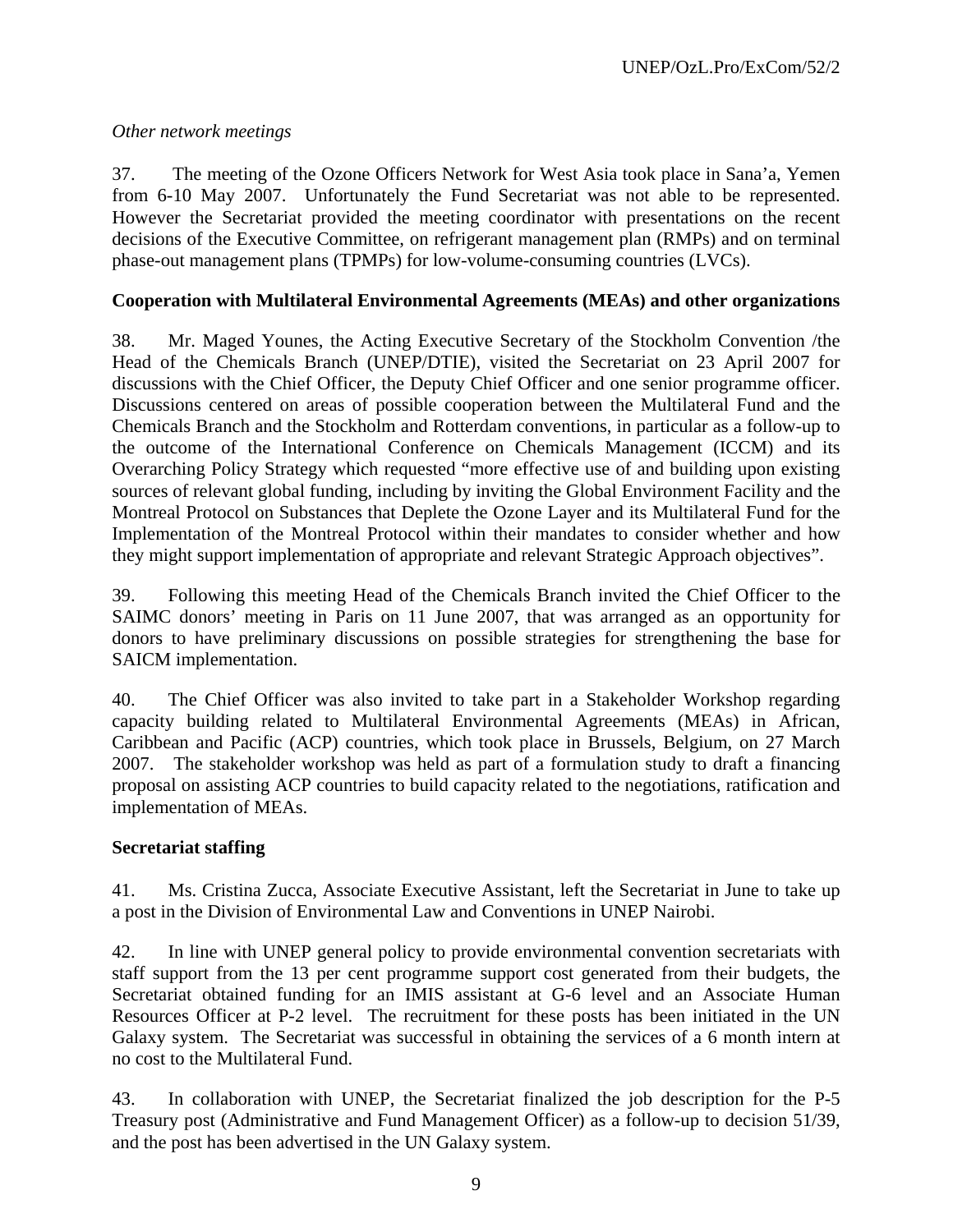*Other network meetings*

37. The meeting of the Ozone Officers Network for West Asia took place in Sana'a, Yemen from 6-10 May 2007. Unfortunately the Fund Secretariat was not able to be represented. However the Secretariat provided the meeting coordinator with presentations on the recent decisions of the Executive Committee, on refrigerant management plan (RMPs) and on terminal phase-out management plans (TPMPs) for low-volume-consuming countries (LVCs).

**Cooperation with Multilateral Environmental Agreements (MEAs) and other organizations**

38. Mr. Maged Younes, the Acting Executive Secretary of the Stockholm Convention /the Head of the Chemicals Branch (UNEP/DTIE), visited the Secretariat on 23 April 2007 for discussions with the Chief Officer, the Deputy Chief Officer and one senior programme officer. Discussions centered on areas of possible cooperation between the Multilateral Fund and the Chemicals Branch and the Stockholm and Rotterdam conventions, in particular as a follow-up to the outcome of the International Conference on Chemicals Management (ICCM) and its Overarching Policy Strategy which requested "more effective use of and building upon existing sources of relevant global funding, including by inviting the Global Environment Facility and the Montreal Protocol on Substances that Deplete the Ozone Layer and its Multilateral Fund for the Implementation of the Montreal Protocol within their mandates to consider whether and how they might support implementation of appropriate and relevant Strategic Approach objectives".

39. Following this meeting Head of the Chemicals Branch invited the Chief Officer to the SAIMC donors' meeting in Paris on 11 June 2007, that was arranged as an opportunity for donors to have preliminary discussions on possible strategies for strengthening the base for SAICM implementation.

40. The Chief Officer was also invited to take part in a Stakeholder Workshop regarding capacity building related to Multilateral Environmental Agreements (MEAs) in African, Caribbean and Pacific (ACP) countries, which took place in Brussels, Belgium, on 27 March 2007. The stakeholder workshop was held as part of a formulation study to draft a financing proposal on assisting ACP countries to build capacity related to the negotiations, ratification and implementation of MEAs.

**Secretariat staffing**

41. Ms. Cristina Zucca, Associate Executive Assistant, left the Secretariat in June to take up a post in the Division of Environmental Law and Conventions in UNEP Nairobi.

42. In line with UNEP general policy to provide environmental convention secretariats with staff support from the 13 per cent programme support cost generated from their budgets, the Secretariat obtained funding for an IMIS assistant at G-6 level and an Associate Human Resources Officer at P-2 level. The recruitment for these posts has been initiated in the UN Galaxy system. The Secretariat was successful in obtaining the services of a 6 month intern at no cost to the Multilateral Fund.

43. In collaboration with UNEP, the Secretariat finalized the job description for the P-5 Treasury post (Administrative and Fund Management Officer) as a follow-up to decision 51/39, and the post has been advertised in the UN Galaxy system.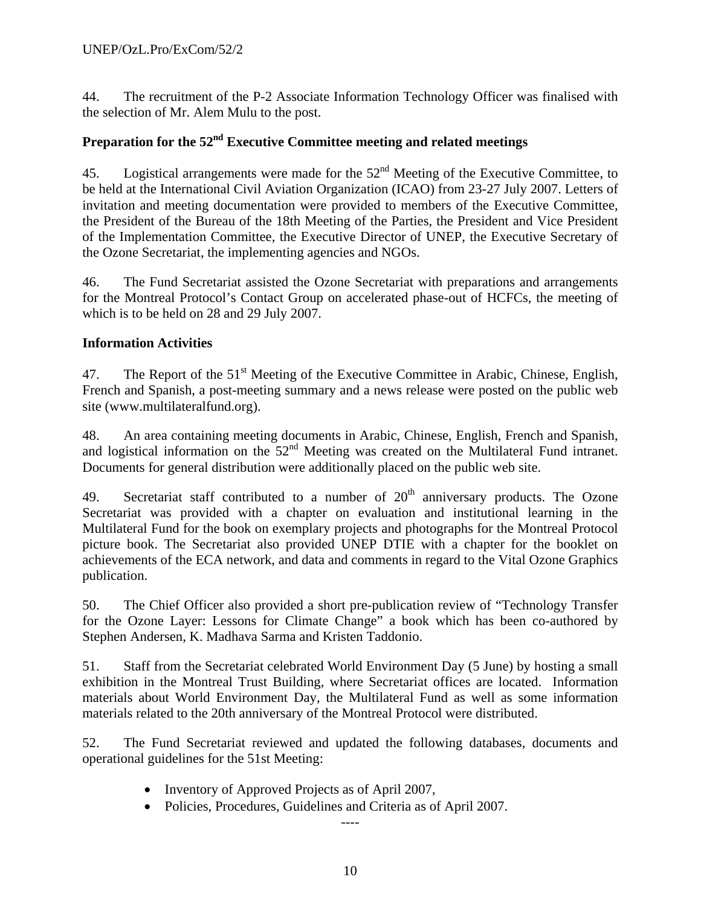44. The recruitment of the P-2 Associate Information Technology Officer was finalised with the selection of Mr. Alem Mulu to the post.

**Preparation for the 52nd Executive Committee meeting and related meetings**

45. Logistical arrangements were made for the 52nd Meeting of the Executive Committee, to be held at the International Civil Aviation Organization (ICAO) from 23-27 July 2007. Letters of invitation and meeting documentation were provided to members of the Executive Committee, the President of the Bureau of the 18th Meeting of the Parties, the President and Vice President of the Implementation Committee, the Executive Director of UNEP, the Executive Secretary of the Ozone Secretariat, the implementing agencies and NGOs.

46. The Fund Secretariat assisted the Ozone Secretariat with preparations and arrangements for the Montreal Protocol's Contact Group on accelerated phase-out of HCFCs, the meeting of which is to be held on 28 and 29 July 2007.

**Information Activities**

47. The Report of the 51st Meeting of the Executive Committee in Arabic, Chinese, English, French and Spanish, a post-meeting summary and a news release were posted on the public web site (www.multilateralfund.org).

48. An area containing meeting documents in Arabic, Chinese, English, French and Spanish, and logistical information on the 52nd Meeting was created on the Multilateral Fund intranet. Documents for general distribution were additionally placed on the public web site.

49. Secretariat staff contributed to a number of 20th anniversary products. The Ozone Secretariat was provided with a chapter on evaluation and institutional learning in the Multilateral Fund for the book on exemplary projects and photographs for the Montreal Protocol picture book. The Secretariat also provided UNEP DTIE with a chapter for the booklet on achievements of the ECA network, and data and comments in regard to the Vital Ozone Graphics publication.

50. The Chief Officer also provided a short pre-publication review of "Technology Transfer for the Ozone Layer: Lessons for Climate Change" a book which has been co-authored by Stephen Andersen, K. Madhava Sarma and Kristen Taddonio.

51. Staff from the Secretariat celebrated World Environment Day (5 June) by hosting a small exhibition in the Montreal Trust Building, where Secretariat offices are located. Information materials about World Environment Day, the Multilateral Fund as well as some information materials related to the 20th anniversary of the Montreal Protocol were distributed.

52. The Fund Secretariat reviewed and updated the following databases, documents and operational guidelines for the 51st Meeting:

- Inventory of Approved Projects as of April 2007,
- Policies, Procedures, Guidelines and Criteria as of April 2007.

----